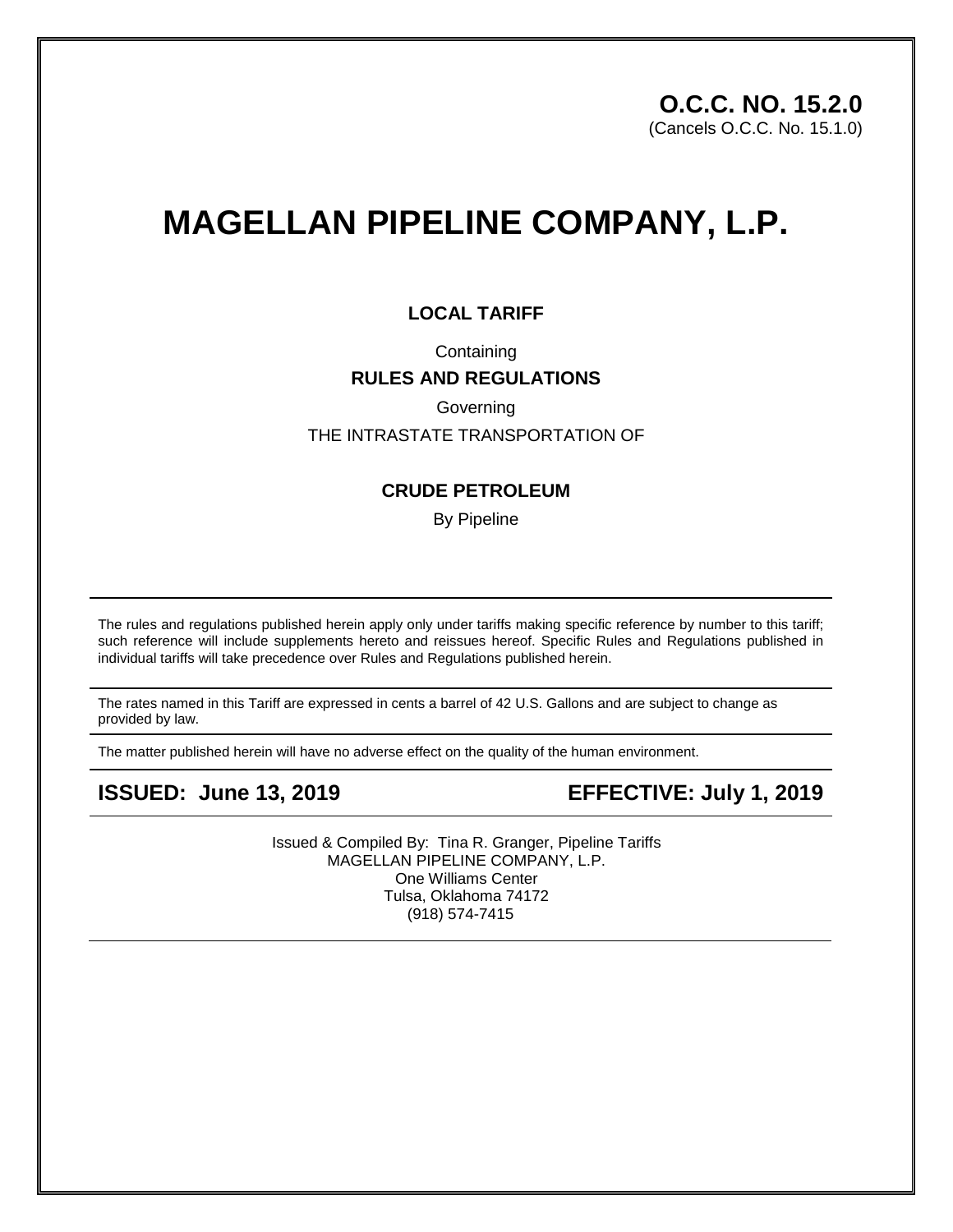**O.C.C. NO. 15.2.0**
(Cancels O.C.C. No. 15.1.0)

# MAGELLAN PIPELINE COMPANY, L.P.

**LOCAL TARIFF**

Containing

**RULES AND REGULATIONS**

Governing

THE INTRASTATE TRANSPORTATION OF

**CRUDE PETROLEUM**

By Pipeline

---

The rules and regulations published herein apply only under tariffs making specific reference by number to this tariff; such reference will include supplements hereto and reissues hereof. Specific Rules and Regulations published in individual tariffs will take precedence over Rules and Regulations published herein.

---

The rates named in this Tariff are expressed in cents a barrel of 42 U.S. Gallons and are subject to change as provided by law.

---

The matter published herein will have no adverse effect on the quality of the human environment.

---

**ISSUED: June 13, 2019** **EFFECTIVE: July 1, 2019**

---

Issued & Compiled By: Tina R. Granger, Pipeline Tariffs
MAGELLAN PIPELINE COMPANY, L.P.
One Williams Center
Tulsa, Oklahoma 74172
(918) 574-7415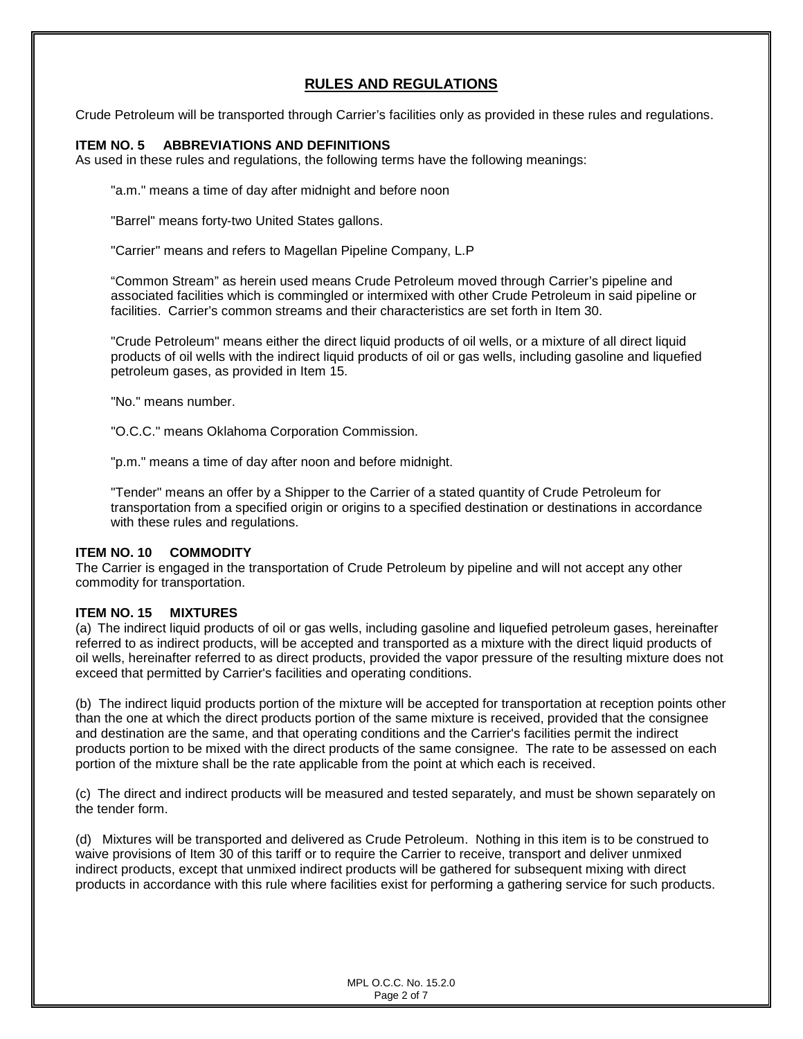# RULES AND REGULATIONS

Crude Petroleum will be transported through Carrier's facilities only as provided in these rules and regulations.

## ITEM NO. 5 ABBREVIATIONS AND DEFINITIONS

As used in these rules and regulations, the following terms have the following meanings:

"a.m." means a time of day after midnight and before noon

"Barrel" means forty-two United States gallons.

"Carrier" means and refers to Magellan Pipeline Company, L.P

"Common Stream" as herein used means Crude Petroleum moved through Carrier's pipeline and associated facilities which is commingled or intermixed with other Crude Petroleum in said pipeline or facilities. Carrier's common streams and their characteristics are set forth in Item 30.

"Crude Petroleum" means either the direct liquid products of oil wells, or a mixture of all direct liquid products of oil wells with the indirect liquid products of oil or gas wells, including gasoline and liquefied petroleum gases, as provided in Item 15.

"No." means number.

"O.C.C." means Oklahoma Corporation Commission.

"p.m." means a time of day after noon and before midnight.

"Tender" means an offer by a Shipper to the Carrier of a stated quantity of Crude Petroleum for transportation from a specified origin or origins to a specified destination or destinations in accordance with these rules and regulations.

## ITEM NO. 10 COMMODITY

The Carrier is engaged in the transportation of Crude Petroleum by pipeline and will not accept any other commodity for transportation.

## ITEM NO. 15 MIXTURES

(a) The indirect liquid products of oil or gas wells, including gasoline and liquefied petroleum gases, hereinafter referred to as indirect products, will be accepted and transported as a mixture with the direct liquid products of oil wells, hereinafter referred to as direct products, provided the vapor pressure of the resulting mixture does not exceed that permitted by Carrier's facilities and operating conditions.

(b) The indirect liquid products portion of the mixture will be accepted for transportation at reception points other than the one at which the direct products portion of the same mixture is received, provided that the consignee and destination are the same, and that operating conditions and the Carrier's facilities permit the indirect products portion to be mixed with the direct products of the same consignee. The rate to be assessed on each portion of the mixture shall be the rate applicable from the point at which each is received.

(c) The direct and indirect products will be measured and tested separately, and must be shown separately on the tender form.

(d) Mixtures will be transported and delivered as Crude Petroleum. Nothing in this item is to be construed to waive provisions of Item 30 of this tariff or to require the Carrier to receive, transport and deliver unmixed indirect products, except that unmixed indirect products will be gathered for subsequent mixing with direct products in accordance with this rule where facilities exist for performing a gathering service for such products.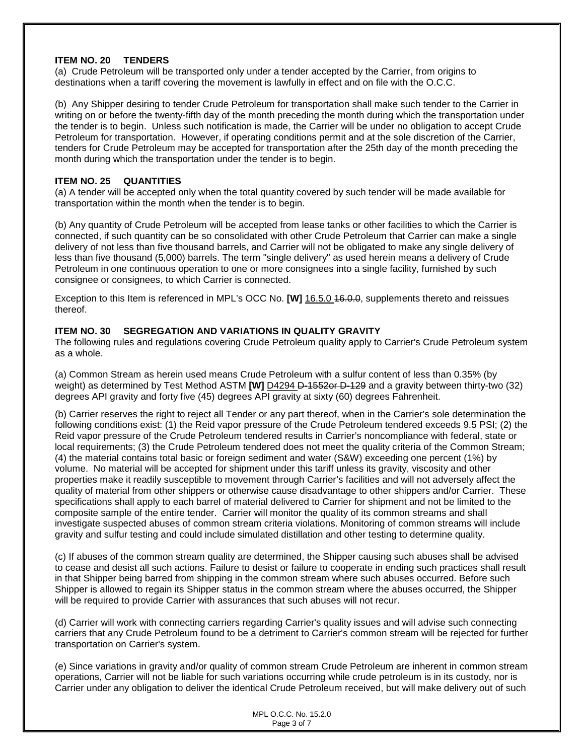### ITEM NO. 20 TENDERS

(a) Crude Petroleum will be transported only under a tender accepted by the Carrier, from origins to destinations when a tariff covering the movement is lawfully in effect and on file with the O.C.C.

(b) Any Shipper desiring to tender Crude Petroleum for transportation shall make such tender to the Carrier in writing on or before the twenty-fifth day of the month preceding the month during which the transportation under the tender is to begin. Unless such notification is made, the Carrier will be under no obligation to accept Crude Petroleum for transportation. However, if operating conditions permit and at the sole discretion of the Carrier, tenders for Crude Petroleum may be accepted for transportation after the 25th day of the month preceding the month during which the transportation under the tender is to begin.

### ITEM NO. 25 QUANTITIES

(a) A tender will be accepted only when the total quantity covered by such tender will be made available for transportation within the month when the tender is to begin.

(b) Any quantity of Crude Petroleum will be accepted from lease tanks or other facilities to which the Carrier is connected, if such quantity can be so consolidated with other Crude Petroleum that Carrier can make a single delivery of not less than five thousand barrels, and Carrier will not be obligated to make any single delivery of less than five thousand (5,000) barrels. The term "single delivery" as used herein means a delivery of Crude Petroleum in one continuous operation to one or more consignees into a single facility, furnished by such consignee or consignees, to which Carrier is connected.

Exception to this Item is referenced in MPL's OCC No. **[W]** 16.5.0 ~~16.0.0~~, supplements thereto and reissues thereof.

### ITEM NO. 30 SEGREGATION AND VARIATIONS IN QUALITY GRAVITY

The following rules and regulations covering Crude Petroleum quality apply to Carrier's Crude Petroleum system as a whole.

(a) Common Stream as herein used means Crude Petroleum with a sulfur content of less than 0.35% (by weight) as determined by Test Method ASTM **[W]** D4294 ~~D-1552or D-129~~ and a gravity between thirty-two (32) degrees API gravity and forty five (45) degrees API gravity at sixty (60) degrees Fahrenheit.

(b) Carrier reserves the right to reject all Tender or any part thereof, when in the Carrier's sole determination the following conditions exist: (1) the Reid vapor pressure of the Crude Petroleum tendered exceeds 9.5 PSI; (2) the Reid vapor pressure of the Crude Petroleum tendered results in Carrier's noncompliance with federal, state or local requirements; (3) the Crude Petroleum tendered does not meet the quality criteria of the Common Stream; (4) the material contains total basic or foreign sediment and water (S&W) exceeding one percent (1%) by volume. No material will be accepted for shipment under this tariff unless its gravity, viscosity and other properties make it readily susceptible to movement through Carrier's facilities and will not adversely affect the quality of material from other shippers or otherwise cause disadvantage to other shippers and/or Carrier. These specifications shall apply to each barrel of material delivered to Carrier for shipment and not be limited to the composite sample of the entire tender. Carrier will monitor the quality of its common streams and shall investigate suspected abuses of common stream criteria violations. Monitoring of common streams will include gravity and sulfur testing and could include simulated distillation and other testing to determine quality.

(c) If abuses of the common stream quality are determined, the Shipper causing such abuses shall be advised to cease and desist all such actions. Failure to desist or failure to cooperate in ending such practices shall result in that Shipper being barred from shipping in the common stream where such abuses occurred. Before such Shipper is allowed to regain its Shipper status in the common stream where the abuses occurred, the Shipper will be required to provide Carrier with assurances that such abuses will not recur.

(d) Carrier will work with connecting carriers regarding Carrier's quality issues and will advise such connecting carriers that any Crude Petroleum found to be a detriment to Carrier's common stream will be rejected for further transportation on Carrier's system.

(e) Since variations in gravity and/or quality of common stream Crude Petroleum are inherent in common stream operations, Carrier will not be liable for such variations occurring while crude petroleum is in its custody, nor is Carrier under any obligation to deliver the identical Crude Petroleum received, but will make delivery out of such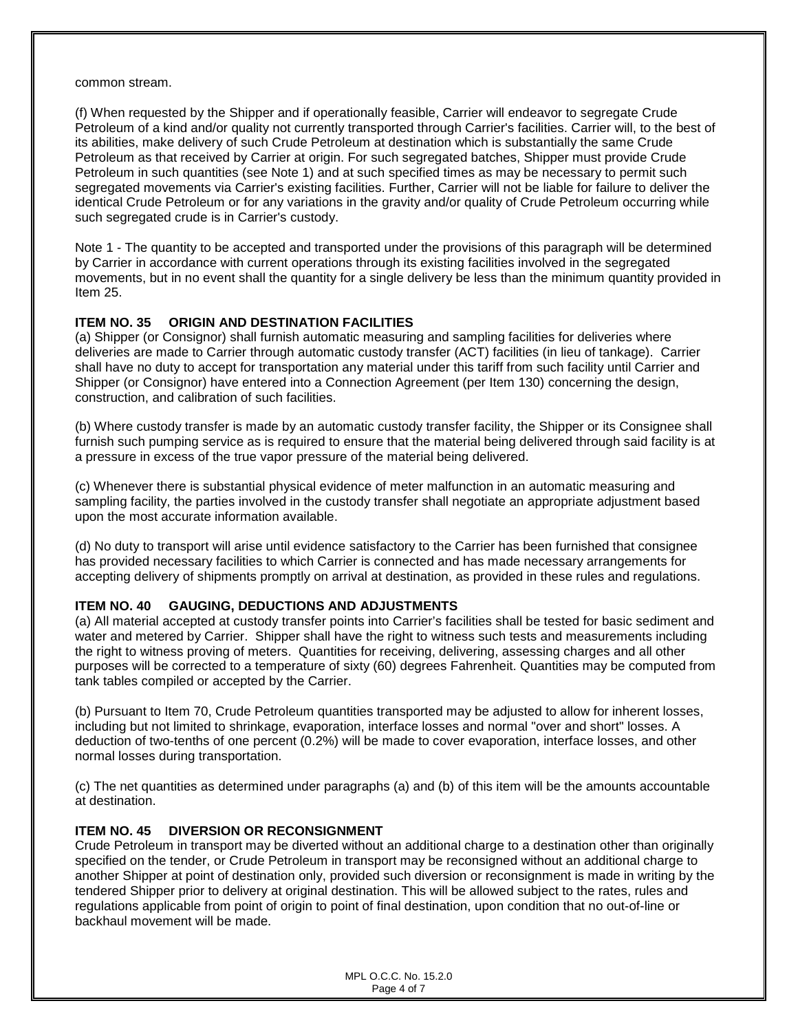common stream.

(f) When requested by the Shipper and if operationally feasible, Carrier will endeavor to segregate Crude Petroleum of a kind and/or quality not currently transported through Carrier's facilities. Carrier will, to the best of its abilities, make delivery of such Crude Petroleum at destination which is substantially the same Crude Petroleum as that received by Carrier at origin. For such segregated batches, Shipper must provide Crude Petroleum in such quantities (see Note 1) and at such specified times as may be necessary to permit such segregated movements via Carrier's existing facilities. Further, Carrier will not be liable for failure to deliver the identical Crude Petroleum or for any variations in the gravity and/or quality of Crude Petroleum occurring while such segregated crude is in Carrier's custody.

Note 1 - The quantity to be accepted and transported under the provisions of this paragraph will be determined by Carrier in accordance with current operations through its existing facilities involved in the segregated movements, but in no event shall the quantity for a single delivery be less than the minimum quantity provided in Item 25.

### ITEM NO. 35 ORIGIN AND DESTINATION FACILITIES

(a) Shipper (or Consignor) shall furnish automatic measuring and sampling facilities for deliveries where deliveries are made to Carrier through automatic custody transfer (ACT) facilities (in lieu of tankage). Carrier shall have no duty to accept for transportation any material under this tariff from such facility until Carrier and Shipper (or Consignor) have entered into a Connection Agreement (per Item 130) concerning the design, construction, and calibration of such facilities.

(b) Where custody transfer is made by an automatic custody transfer facility, the Shipper or its Consignee shall furnish such pumping service as is required to ensure that the material being delivered through said facility is at a pressure in excess of the true vapor pressure of the material being delivered.

(c) Whenever there is substantial physical evidence of meter malfunction in an automatic measuring and sampling facility, the parties involved in the custody transfer shall negotiate an appropriate adjustment based upon the most accurate information available.

(d) No duty to transport will arise until evidence satisfactory to the Carrier has been furnished that consignee has provided necessary facilities to which Carrier is connected and has made necessary arrangements for accepting delivery of shipments promptly on arrival at destination, as provided in these rules and regulations.

### ITEM NO. 40 GAUGING, DEDUCTIONS AND ADJUSTMENTS

(a) All material accepted at custody transfer points into Carrier's facilities shall be tested for basic sediment and water and metered by Carrier. Shipper shall have the right to witness such tests and measurements including the right to witness proving of meters. Quantities for receiving, delivering, assessing charges and all other purposes will be corrected to a temperature of sixty (60) degrees Fahrenheit. Quantities may be computed from tank tables compiled or accepted by the Carrier.

(b) Pursuant to Item 70, Crude Petroleum quantities transported may be adjusted to allow for inherent losses, including but not limited to shrinkage, evaporation, interface losses and normal "over and short" losses. A deduction of two-tenths of one percent (0.2%) will be made to cover evaporation, interface losses, and other normal losses during transportation.

(c) The net quantities as determined under paragraphs (a) and (b) of this item will be the amounts accountable at destination.

### ITEM NO. 45 DIVERSION OR RECONSIGNMENT

Crude Petroleum in transport may be diverted without an additional charge to a destination other than originally specified on the tender, or Crude Petroleum in transport may be reconsigned without an additional charge to another Shipper at point of destination only, provided such diversion or reconsignment is made in writing by the tendered Shipper prior to delivery at original destination. This will be allowed subject to the rates, rules and regulations applicable from point of origin to point of final destination, upon condition that no out-of-line or backhaul movement will be made.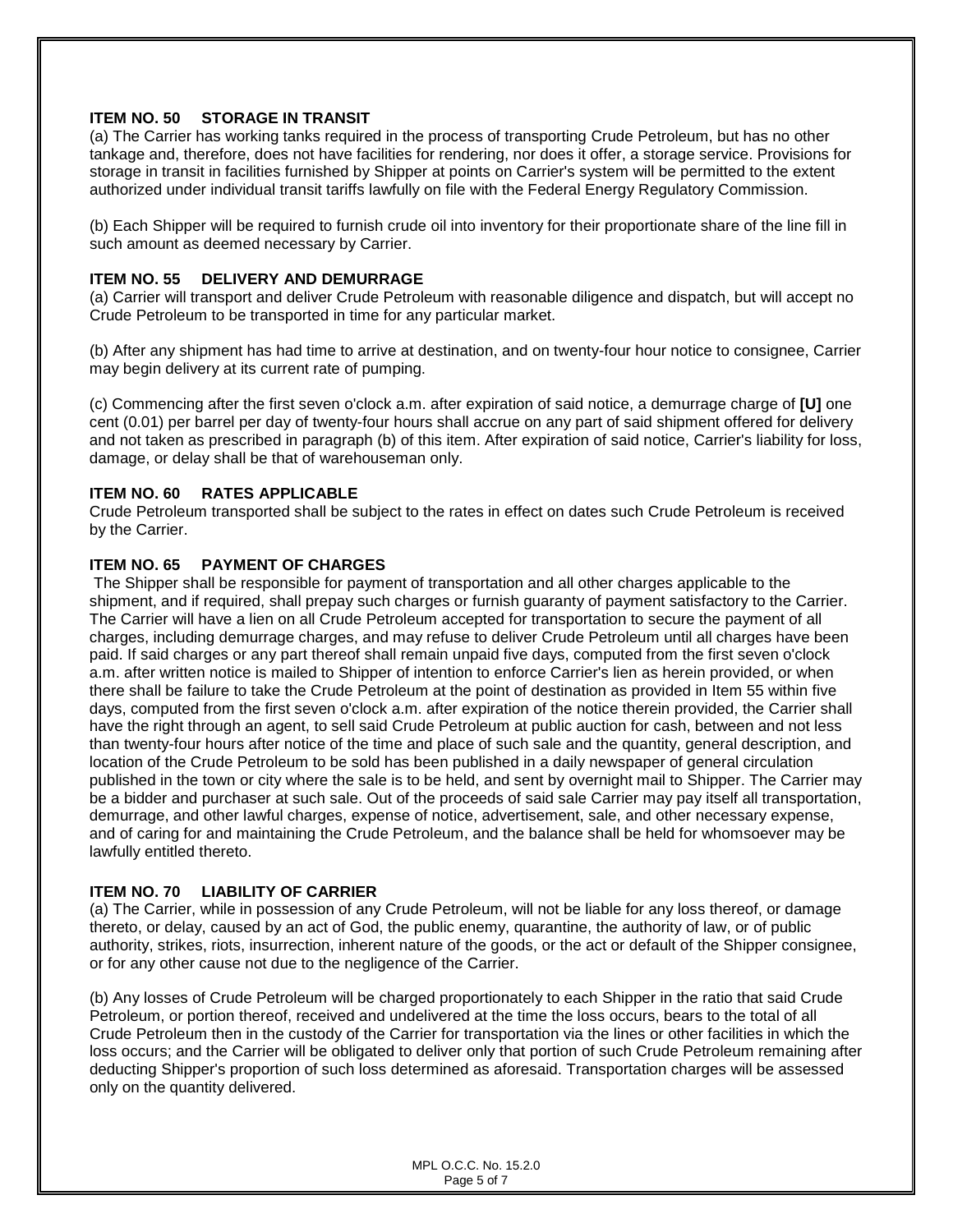### ITEM NO. 50 STORAGE IN TRANSIT

(a) The Carrier has working tanks required in the process of transporting Crude Petroleum, but has no other tankage and, therefore, does not have facilities for rendering, nor does it offer, a storage service. Provisions for storage in transit in facilities furnished by Shipper at points on Carrier's system will be permitted to the extent authorized under individual transit tariffs lawfully on file with the Federal Energy Regulatory Commission.

(b) Each Shipper will be required to furnish crude oil into inventory for their proportionate share of the line fill in such amount as deemed necessary by Carrier.

### ITEM NO. 55 DELIVERY AND DEMURRAGE

(a) Carrier will transport and deliver Crude Petroleum with reasonable diligence and dispatch, but will accept no Crude Petroleum to be transported in time for any particular market.

(b) After any shipment has had time to arrive at destination, and on twenty-four hour notice to consignee, Carrier may begin delivery at its current rate of pumping.

(c) Commencing after the first seven o'clock a.m. after expiration of said notice, a demurrage charge of **[U]** one cent (0.01) per barrel per day of twenty-four hours shall accrue on any part of said shipment offered for delivery and not taken as prescribed in paragraph (b) of this item. After expiration of said notice, Carrier's liability for loss, damage, or delay shall be that of warehouseman only.

### ITEM NO. 60 RATES APPLICABLE

Crude Petroleum transported shall be subject to the rates in effect on dates such Crude Petroleum is received by the Carrier.

### ITEM NO. 65 PAYMENT OF CHARGES

The Shipper shall be responsible for payment of transportation and all other charges applicable to the shipment, and if required, shall prepay such charges or furnish guaranty of payment satisfactory to the Carrier. The Carrier will have a lien on all Crude Petroleum accepted for transportation to secure the payment of all charges, including demurrage charges, and may refuse to deliver Crude Petroleum until all charges have been paid. If said charges or any part thereof shall remain unpaid five days, computed from the first seven o'clock a.m. after written notice is mailed to Shipper of intention to enforce Carrier's lien as herein provided, or when there shall be failure to take the Crude Petroleum at the point of destination as provided in Item 55 within five days, computed from the first seven o'clock a.m. after expiration of the notice therein provided, the Carrier shall have the right through an agent, to sell said Crude Petroleum at public auction for cash, between and not less than twenty-four hours after notice of the time and place of such sale and the quantity, general description, and location of the Crude Petroleum to be sold has been published in a daily newspaper of general circulation published in the town or city where the sale is to be held, and sent by overnight mail to Shipper. The Carrier may be a bidder and purchaser at such sale. Out of the proceeds of said sale Carrier may pay itself all transportation, demurrage, and other lawful charges, expense of notice, advertisement, sale, and other necessary expense, and of caring for and maintaining the Crude Petroleum, and the balance shall be held for whomsoever may be lawfully entitled thereto.

### ITEM NO. 70 LIABILITY OF CARRIER

(a) The Carrier, while in possession of any Crude Petroleum, will not be liable for any loss thereof, or damage thereto, or delay, caused by an act of God, the public enemy, quarantine, the authority of law, or of public authority, strikes, riots, insurrection, inherent nature of the goods, or the act or default of the Shipper consignee, or for any other cause not due to the negligence of the Carrier.

(b) Any losses of Crude Petroleum will be charged proportionately to each Shipper in the ratio that said Crude Petroleum, or portion thereof, received and undelivered at the time the loss occurs, bears to the total of all Crude Petroleum then in the custody of the Carrier for transportation via the lines or other facilities in which the loss occurs; and the Carrier will be obligated to deliver only that portion of such Crude Petroleum remaining after deducting Shipper's proportion of such loss determined as aforesaid. Transportation charges will be assessed only on the quantity delivered.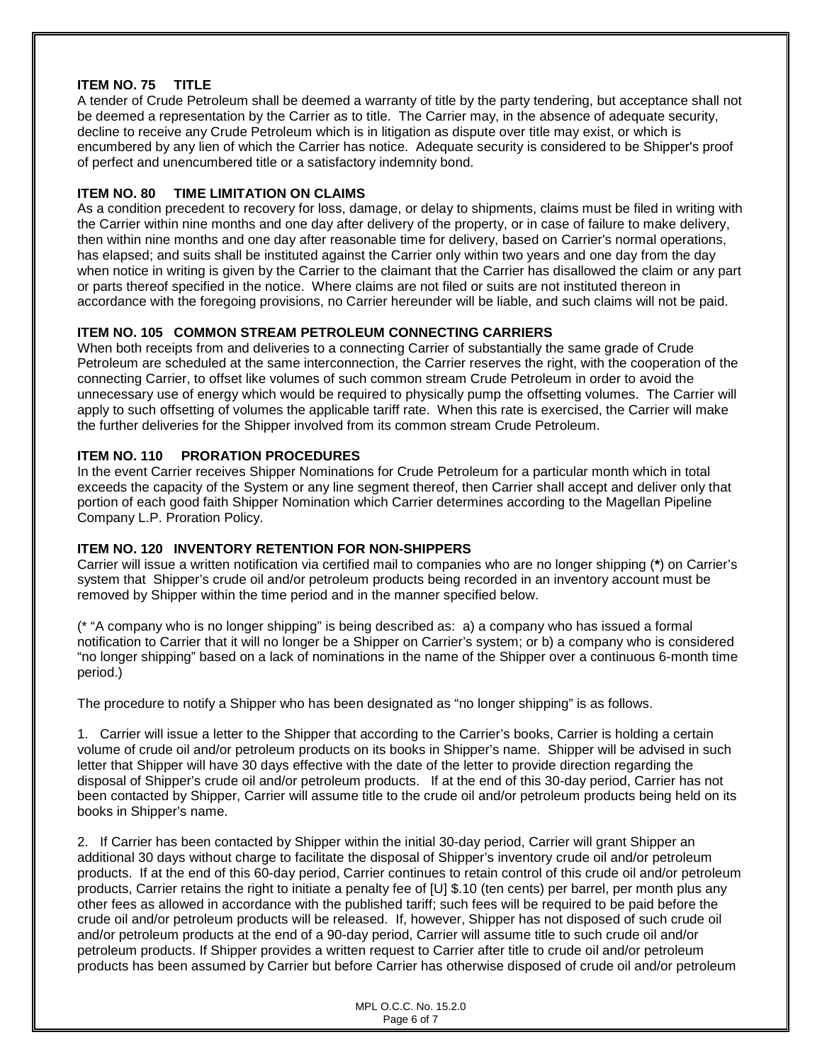### ITEM NO. 75 TITLE

A tender of Crude Petroleum shall be deemed a warranty of title by the party tendering, but acceptance shall not be deemed a representation by the Carrier as to title. The Carrier may, in the absence of adequate security, decline to receive any Crude Petroleum which is in litigation as dispute over title may exist, or which is encumbered by any lien of which the Carrier has notice. Adequate security is considered to be Shipper's proof of perfect and unencumbered title or a satisfactory indemnity bond.

### ITEM NO. 80 TIME LIMITATION ON CLAIMS

As a condition precedent to recovery for loss, damage, or delay to shipments, claims must be filed in writing with the Carrier within nine months and one day after delivery of the property, or in case of failure to make delivery, then within nine months and one day after reasonable time for delivery, based on Carrier's normal operations, has elapsed; and suits shall be instituted against the Carrier only within two years and one day from the day when notice in writing is given by the Carrier to the claimant that the Carrier has disallowed the claim or any part or parts thereof specified in the notice. Where claims are not filed or suits are not instituted thereon in accordance with the foregoing provisions, no Carrier hereunder will be liable, and such claims will not be paid.

### ITEM NO. 105 COMMON STREAM PETROLEUM CONNECTING CARRIERS

When both receipts from and deliveries to a connecting Carrier of substantially the same grade of Crude Petroleum are scheduled at the same interconnection, the Carrier reserves the right, with the cooperation of the connecting Carrier, to offset like volumes of such common stream Crude Petroleum in order to avoid the unnecessary use of energy which would be required to physically pump the offsetting volumes. The Carrier will apply to such offsetting of volumes the applicable tariff rate. When this rate is exercised, the Carrier will make the further deliveries for the Shipper involved from its common stream Crude Petroleum.

### ITEM NO. 110 PRORATION PROCEDURES

In the event Carrier receives Shipper Nominations for Crude Petroleum for a particular month which in total exceeds the capacity of the System or any line segment thereof, then Carrier shall accept and deliver only that portion of each good faith Shipper Nomination which Carrier determines according to the Magellan Pipeline Company L.P. Proration Policy.

### ITEM NO. 120 INVENTORY RETENTION FOR NON-SHIPPERS

Carrier will issue a written notification via certified mail to companies who are no longer shipping (**\***) on Carrier's system that Shipper's crude oil and/or petroleum products being recorded in an inventory account must be removed by Shipper within the time period and in the manner specified below.

(\* "A company who is no longer shipping" is being described as: a) a company who has issued a formal notification to Carrier that it will no longer be a Shipper on Carrier's system; or b) a company who is considered "no longer shipping" based on a lack of nominations in the name of the Shipper over a continuous 6-month time period.)

The procedure to notify a Shipper who has been designated as "no longer shipping" is as follows.

1. Carrier will issue a letter to the Shipper that according to the Carrier's books, Carrier is holding a certain volume of crude oil and/or petroleum products on its books in Shipper's name. Shipper will be advised in such letter that Shipper will have 30 days effective with the date of the letter to provide direction regarding the disposal of Shipper's crude oil and/or petroleum products. If at the end of this 30-day period, Carrier has not been contacted by Shipper, Carrier will assume title to the crude oil and/or petroleum products being held on its books in Shipper's name.

2. If Carrier has been contacted by Shipper within the initial 30-day period, Carrier will grant Shipper an additional 30 days without charge to facilitate the disposal of Shipper's inventory crude oil and/or petroleum products. If at the end of this 60-day period, Carrier continues to retain control of this crude oil and/or petroleum products, Carrier retains the right to initiate a penalty fee of [U] $.10 (ten cents) per barrel, per month plus any other fees as allowed in accordance with the published tariff; such fees will be required to be paid before the crude oil and/or petroleum products will be released. If, however, Shipper has not disposed of such crude oil and/or petroleum products at the end of a 90-day period, Carrier will assume title to such crude oil and/or petroleum products. If Shipper provides a written request to Carrier after title to crude oil and/or petroleum products has been assumed by Carrier but before Carrier has otherwise disposed of crude oil and/or petroleum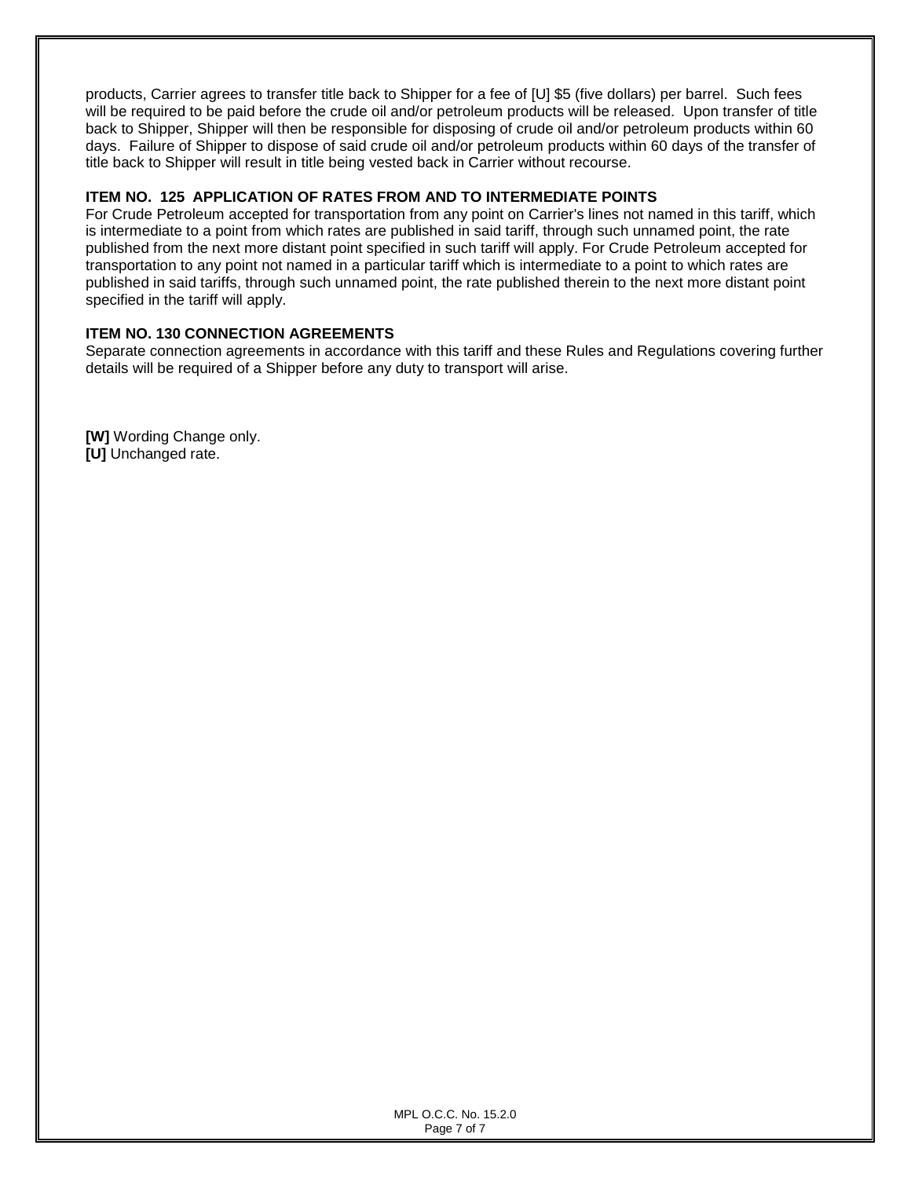products, Carrier agrees to transfer title back to Shipper for a fee of [U] $5 (five dollars) per barrel. Such fees will be required to be paid before the crude oil and/or petroleum products will be released. Upon transfer of title back to Shipper, Shipper will then be responsible for disposing of crude oil and/or petroleum products within 60 days. Failure of Shipper to dispose of said crude oil and/or petroleum products within 60 days of the transfer of title back to Shipper will result in title being vested back in Carrier without recourse.

**ITEM NO. 125 APPLICATION OF RATES FROM AND TO INTERMEDIATE POINTS**

For Crude Petroleum accepted for transportation from any point on Carrier's lines not named in this tariff, which is intermediate to a point from which rates are published in said tariff, through such unnamed point, the rate published from the next more distant point specified in such tariff will apply. For Crude Petroleum accepted for transportation to any point not named in a particular tariff which is intermediate to a point to which rates are published in said tariffs, through such unnamed point, the rate published therein to the next more distant point specified in the tariff will apply.

**ITEM NO. 130 CONNECTION AGREEMENTS**

Separate connection agreements in accordance with this tariff and these Rules and Regulations covering further details will be required of a Shipper before any duty to transport will arise.

**[W]** Wording Change only.
**[U]** Unchanged rate.

MPL O.C.C. No. 15.2.0